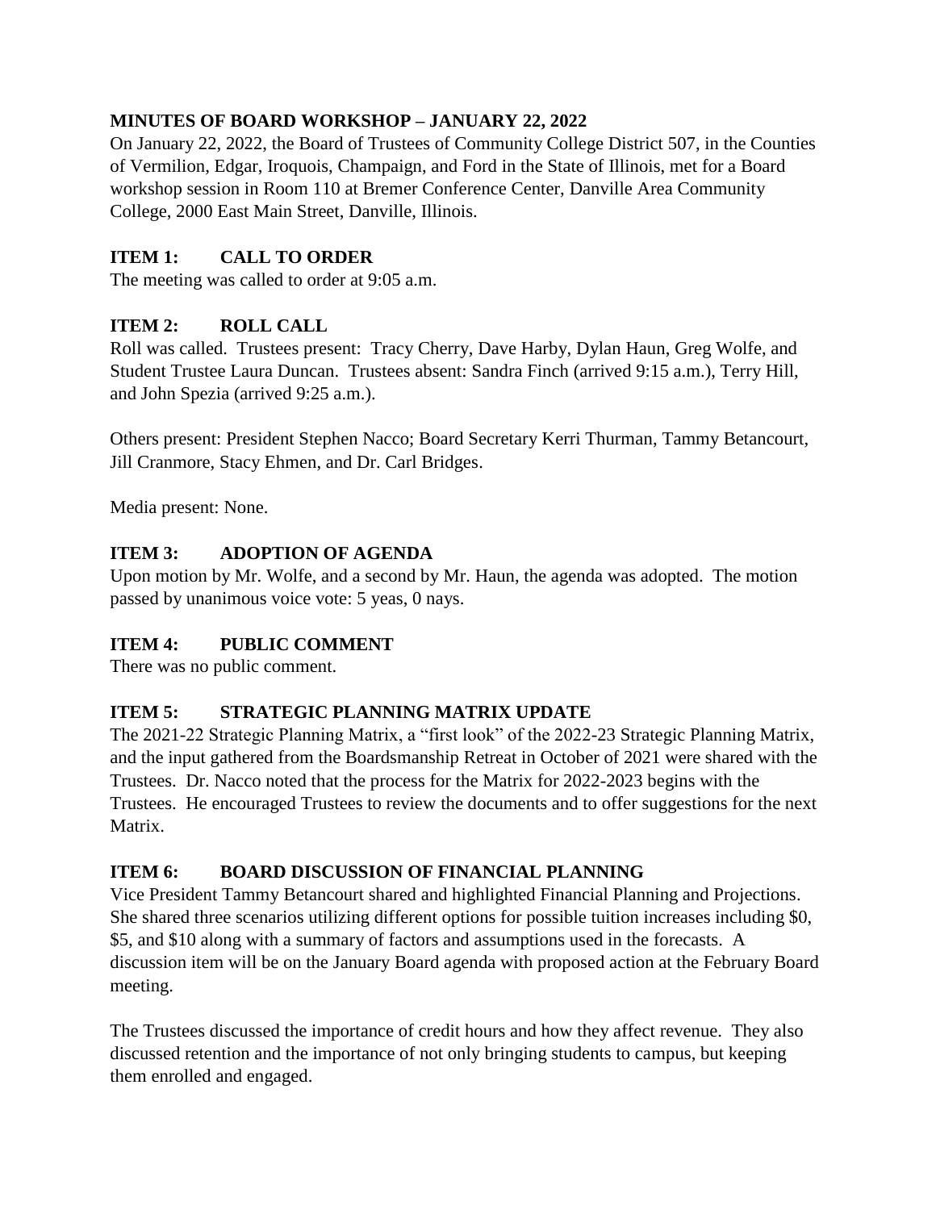## MINUTES OF BOARD WORKSHOP – JANUARY 22, 2022

On January 22, 2022, the Board of Trustees of Community College District 507, in the Counties of Vermilion, Edgar, Iroquois, Champaign, and Ford in the State of Illinois, met for a Board workshop session in Room 110 at Bremer Conference Center, Danville Area Community College, 2000 East Main Street, Danville, Illinois.

### ITEM 1: CALL TO ORDER

The meeting was called to order at 9:05 a.m.

### ITEM 2: ROLL CALL

Roll was called. Trustees present: Tracy Cherry, Dave Harby, Dylan Haun, Greg Wolfe, and Student Trustee Laura Duncan. Trustees absent: Sandra Finch (arrived 9:15 a.m.), Terry Hill, and John Spezia (arrived 9:25 a.m.).

Others present: President Stephen Nacco; Board Secretary Kerri Thurman, Tammy Betancourt, Jill Cranmore, Stacy Ehmen, and Dr. Carl Bridges.

Media present: None.

### ITEM 3: ADOPTION OF AGENDA

Upon motion by Mr. Wolfe, and a second by Mr. Haun, the agenda was adopted. The motion passed by unanimous voice vote: 5 yeas, 0 nays.

### ITEM 4: PUBLIC COMMENT

There was no public comment.

### ITEM 5: STRATEGIC PLANNING MATRIX UPDATE

The 2021-22 Strategic Planning Matrix, a "first look" of the 2022-23 Strategic Planning Matrix, and the input gathered from the Boardsmanship Retreat in October of 2021 were shared with the Trustees. Dr. Nacco noted that the process for the Matrix for 2022-2023 begins with the Trustees. He encouraged Trustees to review the documents and to offer suggestions for the next Matrix.

### ITEM 6: BOARD DISCUSSION OF FINANCIAL PLANNING

Vice President Tammy Betancourt shared and highlighted Financial Planning and Projections. She shared three scenarios utilizing different options for possible tuition increases including $0, $5, and $10 along with a summary of factors and assumptions used in the forecasts. A discussion item will be on the January Board agenda with proposed action at the February Board meeting.

The Trustees discussed the importance of credit hours and how they affect revenue. They also discussed retention and the importance of not only bringing students to campus, but keeping them enrolled and engaged.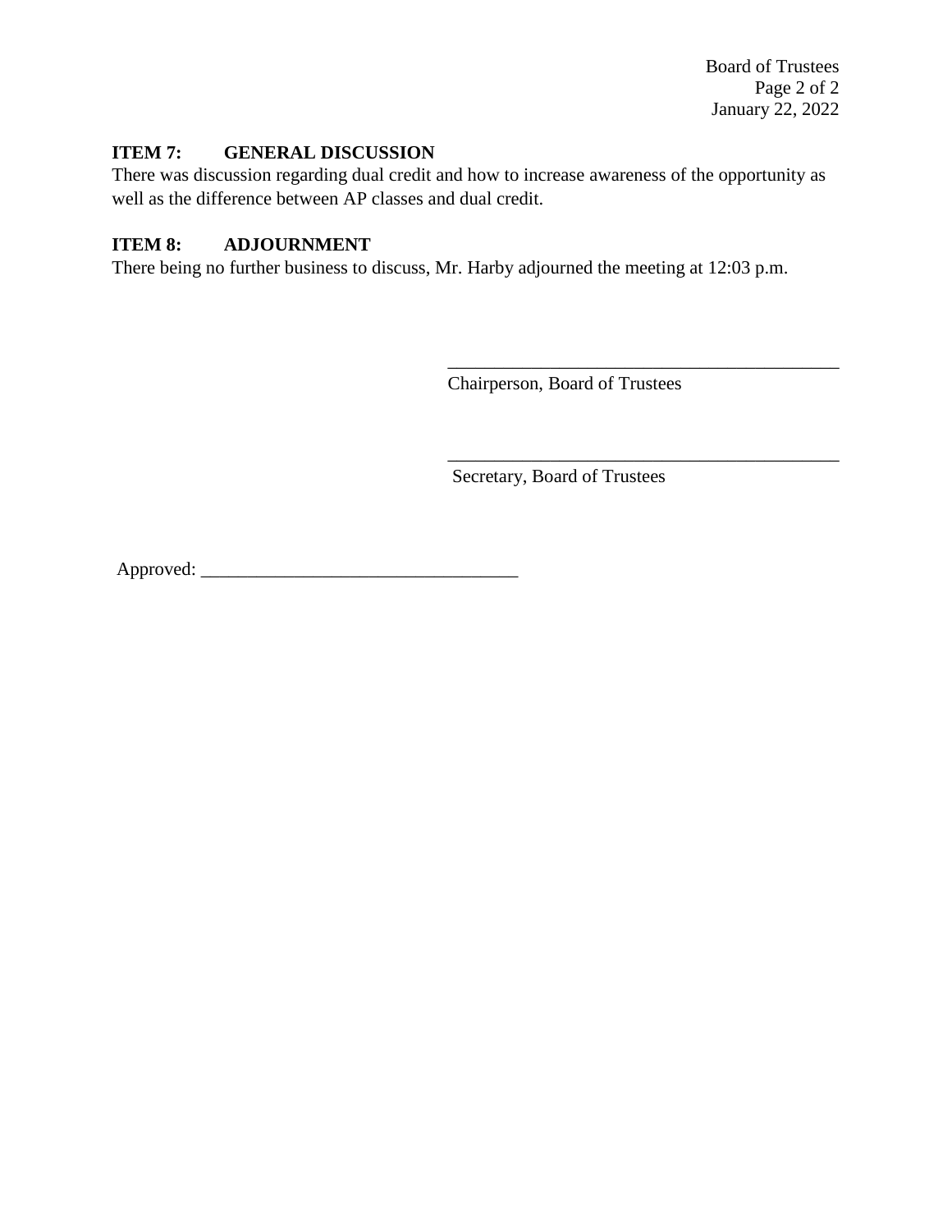**ITEM 7: GENERAL DISCUSSION**

There was discussion regarding dual credit and how to increase awareness of the opportunity as well as the difference between AP classes and dual credit.

**ITEM 8: ADJOURNMENT**

There being no further business to discuss, Mr. Harby adjourned the meeting at 12:03 p.m.

\_\_\_\_\_\_\_\_\_\_\_\_\_\_\_\_\_\_\_\_\_\_\_\_\_\_\_\_\_\_\_\_\_\_\_\_\_\_\_\_\_\_\_

Chairperson, Board of Trustees

\_\_\_\_\_\_\_\_\_\_\_\_\_\_\_\_\_\_\_\_\_\_\_\_\_\_\_\_\_\_\_\_\_\_\_\_\_\_\_\_\_\_\_

Secretary, Board of Trustees

Approved: \_\_\_\_\_\_\_\_\_\_\_\_\_\_\_\_\_\_\_\_\_\_\_\_\_\_\_\_\_\_\_\_\_\_